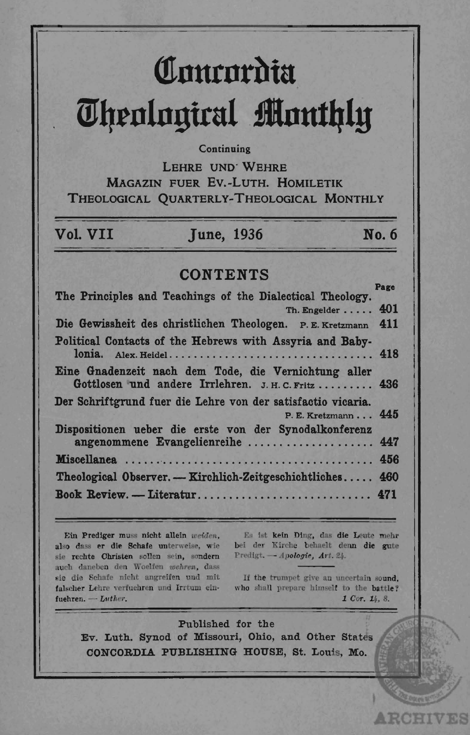# Concordia Theological Monthly

Continuing

LEHRE UND WEHRE
MAGAZIN FUER EV.-LUTH. HOMILETIK
THEOLOGICAL QUARTERLY-THEOLOGICAL MONTHLY

**Vol. VII** June, 1936 **No. 6**

## CONTENTS

| | Page |
|---|---|
| **The Principles and Teachings of the Dialectical Theology.** Th. Engelder | **401** |
| **Die Gewissheit des christlichen Theologen.** P. E. Kretzmann | **411** |
| **Political Contacts of the Hebrews with Assyria and Babylonia.** Alex. Heidel | **418** |
| **Eine Gnadenzeit nach dem Tode, die Vernichtung aller Gottlosen und andere Irrlehren.** J. H. C. Fritz | **436** |
| **Der Schriftgrund fuer die Lehre von der satisfactio vicaria.** P. E. Kretzmann | **445** |
| **Dispositionen ueber die erste von der Synodalkonferenz angenommene Evangelienreihe** | **447** |
| **Miscellanea** | **456** |
| **Theological Observer. — Kirchlich-Zeitgeschichtliches** | **460** |
| **Book Review. — Literatur** | **471** |

Ein Prediger muss nicht allein *weiden*, also dass er die Schafe unterweise, wie sie rechte Christen sollen sein, sondern auch daneben den Woelfen *wehren*, dass sie die Schafe nicht angreifen und mit falscher Lehre verfuehren und Irrtum einfuehren. — *Luther.*

Es ist kein Ding, das die Leute mehr bei der Kirche behaelt denn die gute Predigt. — *Apologie, Art. 24.*

If the trumpet give an uncertain sound, who shall prepare himself to the battle? *1 Cor. 14, 8.*

Published for the
Ev. Luth. Synod of Missouri, Ohio, and Other States
CONCORDIA PUBLISHING HOUSE, St. Louis, Mo.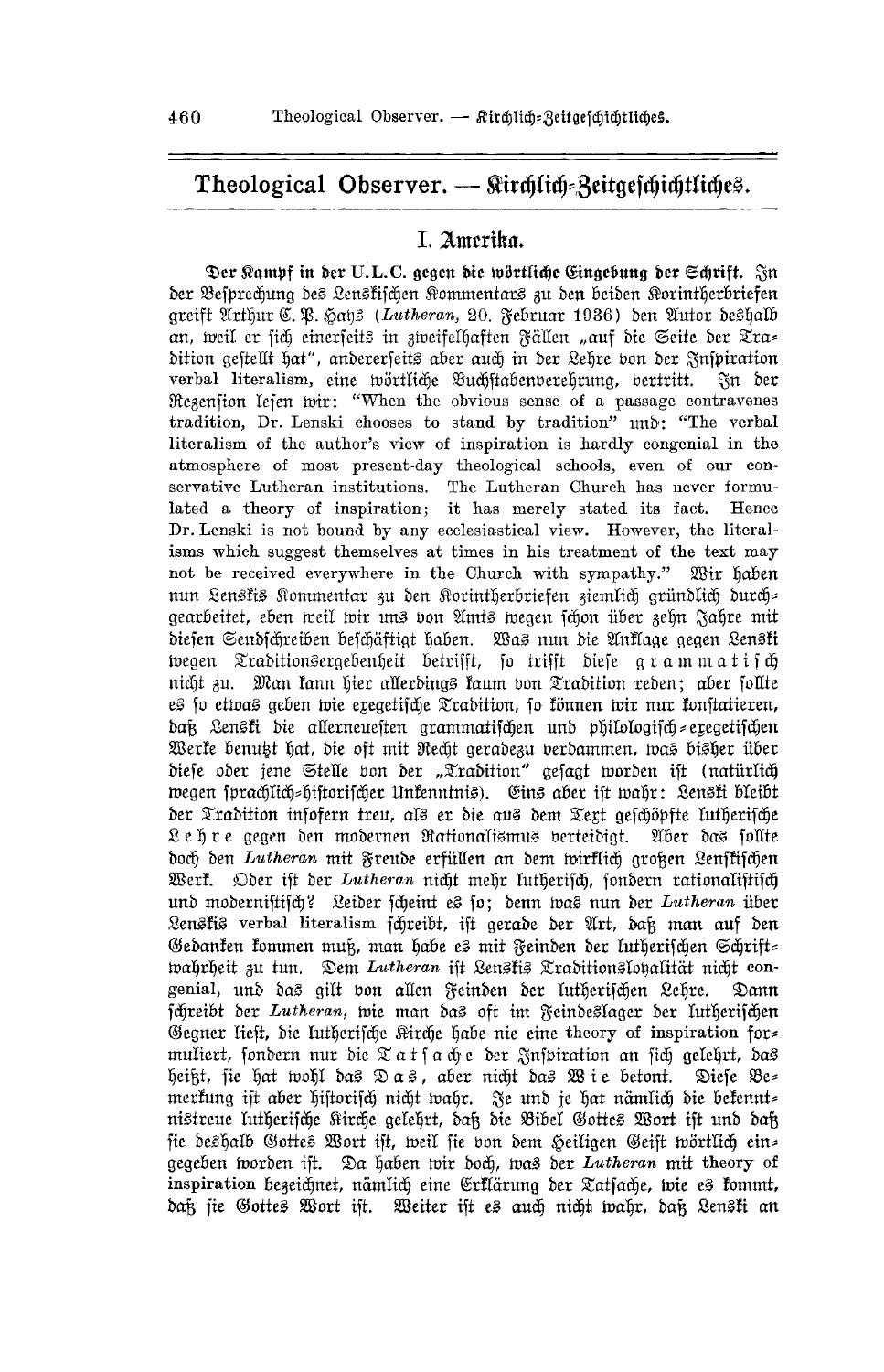## Theological Observer. — Kirchlich-Zeitgeschichtliches.

### I. Amerika.

**Der Kampf in der U.L.C. gegen die wörtliche Eingebung der Schrift.** In der Besprechung des Lenskischen Kommentars zu den beiden Korintherbriefen greift Arthur C. P. Hays (*Lutheran*, 20. Februar 1936) den Autor deshalb an, weil er sich einerseits in zweifelhaften Fällen „auf die Seite der Tradition gestellt hat", andererseits aber auch in der Lehre von der Inspiration verbal literalism, eine wörtliche Buchstabenverehrung, vertritt. In der Rezension lesen wir: "When the obvious sense of a passage contravenes tradition, Dr. Lenski chooses to stand by tradition" und: "The verbal literalism of the author's view of inspiration is hardly congenial in the atmosphere of most present-day theological schools, even of our conservative Lutheran institutions. The Lutheran Church has never formulated a theory of inspiration; it has merely stated its fact. Hence Dr. Lenski is not bound by any ecclesiastical view. However, the literalisms which suggest themselves at times in his treatment of the text may not be received everywhere in the Church with sympathy." Wir haben nun Lenskis Kommentar zu den Korintherbriefen ziemlich gründlich durchgearbeitet, eben weil wir uns von Amts wegen schon über zehn Jahre mit diesen Sendschreiben beschäftigt haben. Was nun die Anklage gegen Lenski wegen Traditionsergebenheit betrifft, so trifft diese g r a m m a t i s c h nicht zu. Man kann hier allerdings kaum von Tradition reden; aber sollte es so etwas geben wie exegetische Tradition, so können wir nur konstatieren, daß Lenski die allerneuesten grammatischen und philologisch-exegetischen Werke benutzt hat, die oft mit Recht geradezu verdammen, was bisher über diese oder jene Stelle von der „Tradition" gesagt worden ist (natürlich wegen sprachlich-historischer Unkenntnis). Eins aber ist wahr: Lenski bleibt der Tradition insofern treu, als er die aus dem Text geschöpfte lutherische L e h r e gegen den modernen Rationalismus verteidigt. Aber das sollte doch den *Lutheran* mit Freude erfüllen an dem wirklich großen Lenskischen Werk. Oder ist der *Lutheran* nicht mehr lutherisch, sondern rationalistisch und modernistisch? Leider scheint es so; denn was nun der *Lutheran* über Lenskis verbal literalism schreibt, ist gerade der Art, daß man auf den Gedanken kommen muß, man habe es mit Feinden der lutherischen Schriftwahrheit zu tun. Dem *Lutheran* ist Lenskis Traditionsloyalität nicht congenial, und das gilt von allen Feinden der lutherischen Lehre. Dann schreibt der *Lutheran*, wie man das oft im Feindeslager der lutherischen Gegner liest, die lutherische Kirche habe nie eine theory of inspiration formuliert, sondern nur die T a t s a c h e der Inspiration an sich gelehrt, das heißt, sie hat wohl das D a s, aber nicht das W i e betont. Diese Bemerkung ist aber historisch nicht wahr. Je und je hat nämlich die bekenntnistreue lutherische Kirche gelehrt, daß die Bibel Gottes Wort ist und daß sie deshalb Gottes Wort ist, weil sie von dem Heiligen Geist wörtlich eingegeben worden ist. Da haben wir doch, was der *Lutheran* mit theory of inspiration bezeichnet, nämlich eine Erklärung der Tatsache, wie es kommt, daß sie Gottes Wort ist. Weiter ist es auch nicht wahr, daß Lenski an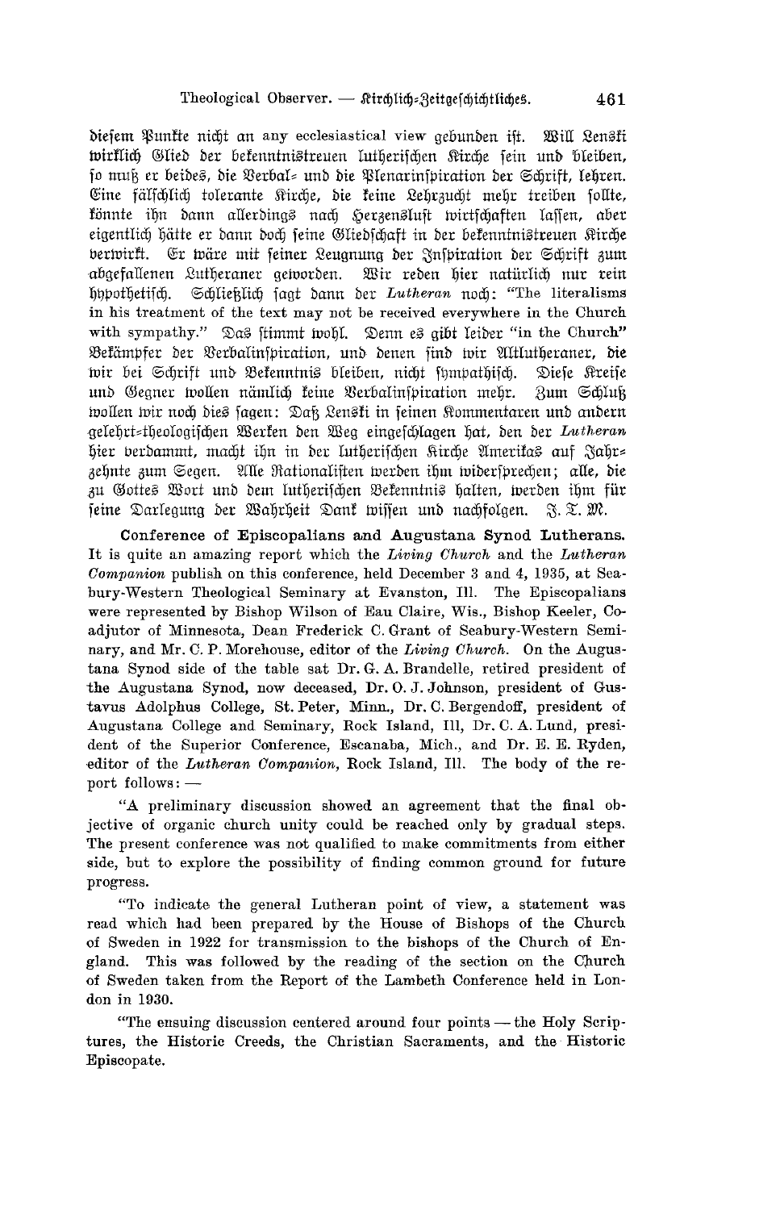diesem Punkte nicht an any ecclesiastical view gebunden ist. Will Lenski wirklich Glied der bekenntnistreuen lutherischen Kirche sein und bleiben, so muß er beides, die Verbal- und die Plenarinspiration der Schrift, lehren. Eine fälschlich tolerante Kirche, die keine Lehrzucht mehr treiben sollte, könnte ihn dann allerdings nach Herzenslust wirtschaften lassen, aber eigentlich hätte er dann doch seine Gliedschaft in der bekenntnistreuen Kirche verwirkt. Er wäre mit seiner Leugnung der Inspiration der Schrift zum abgefallenen Lutheraner geworden. Wir reden hier natürlich nur rein hypothetisch. Schließlich sagt dann der *Lutheran* noch: "The literalisms in his treatment of the text may not be received everywhere in the Church with sympathy." Das stimmt wohl. Denn es gibt leider "in the Church" Bekämpfer der Verbalinspiration, und denen sind wir Altlutheraner, die wir bei Schrift und Bekenntnis bleiben, nicht sympathisch. Diese Kreise und Gegner wollen nämlich keine Verbalinspiration mehr. Zum Schluß wollen wir noch dies sagen: Daß Lenski in seinen Kommentaren und andern gelehrt-theologischen Werken den Weg eingeschlagen hat, den der *Lutheran* hier verdammt, macht ihn in der lutherischen Kirche Amerikas auf Jahrzehnte zum Segen. Alle Rationalisten werden ihm widersprechen; alle, die zu Gottes Wort und dem lutherischen Bekenntnis halten, werden ihm für seine Darlegung der Wahrheit Dank wissen und nachfolgen. J. T. M.

**Conference of Episcopalians and Augustana Synod Lutherans.** It is quite an amazing report which the *Living Church* and the *Lutheran Companion* publish on this conference, held December 3 and 4, 1935, at Seabury-Western Theological Seminary at Evanston, Ill. The Episcopalians were represented by Bishop Wilson of Eau Claire, Wis., Bishop Keeler, Coadjutor of Minnesota, Dean Frederick C. Grant of Seabury-Western Seminary, and Mr. C. P. Morehouse, editor of the *Living Church*. On the Augustana Synod side of the table sat Dr. G. A. Brandelle, retired president of the Augustana Synod, now deceased, Dr. O. J. Johnson, president of Gustavus Adolphus College, St. Peter, Minn., Dr. C. Bergendoff, president of Augustana College and Seminary, Rock Island, Ill, Dr. C. A. Lund, president of the Superior Conference, Escanaba, Mich., and Dr. E. E. Ryden, editor of the *Lutheran Companion*, Rock Island, Ill. The body of the report follows: —

"A preliminary discussion showed an agreement that the final objective of organic church unity could be reached only by gradual steps. The present conference was not qualified to make commitments from either side, but to explore the possibility of finding common ground for future progress.

"To indicate the general Lutheran point of view, a statement was read which had been prepared by the House of Bishops of the Church of Sweden in 1922 for transmission to the bishops of the Church of England. This was followed by the reading of the section on the Church of Sweden taken from the Report of the Lambeth Conference held in London in 1930.

"The ensuing discussion centered around four points — the Holy Scriptures, the Historic Creeds, the Christian Sacraments, and the Historic Episcopate.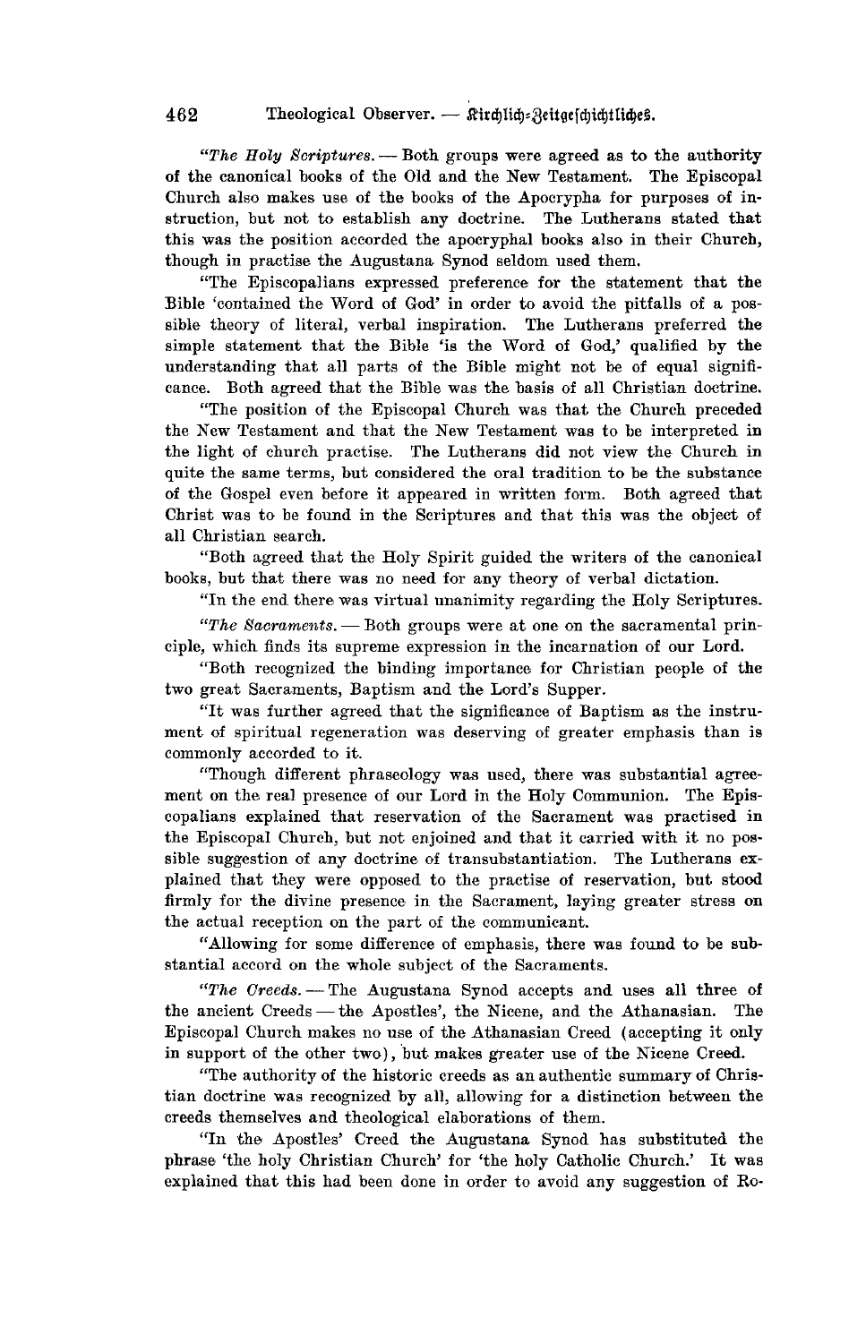*"The Holy Scriptures.* — Both groups were agreed as to the authority of the canonical books of the Old and the New Testament. The Episcopal Church also makes use of the books of the Apocrypha for purposes of instruction, but not to establish any doctrine. The Lutherans stated that this was the position accorded the apocryphal books also in their Church, though in practise the Augustana Synod seldom used them.

"The Episcopalians expressed preference for the statement that the Bible 'contained the Word of God' in order to avoid the pitfalls of a possible theory of literal, verbal inspiration. The Lutherans preferred the simple statement that the Bible 'is the Word of God,' qualified by the understanding that all parts of the Bible might not be of equal significance. Both agreed that the Bible was the basis of all Christian doctrine.

"The position of the Episcopal Church was that the Church preceded the New Testament and that the New Testament was to be interpreted in the light of church practise. The Lutherans did not view the Church in quite the same terms, but considered the oral tradition to be the substance of the Gospel even before it appeared in written form. Both agreed that Christ was to be found in the Scriptures and that this was the object of all Christian search.

"Both agreed that the Holy Spirit guided the writers of the canonical books, but that there was no need for any theory of verbal dictation.

"In the end there was virtual unanimity regarding the Holy Scriptures.

*"The Sacraments.* — Both groups were at one on the sacramental principle, which finds its supreme expression in the incarnation of our Lord.

"Both recognized the binding importance for Christian people of the two great Sacraments, Baptism and the Lord's Supper.

"It was further agreed that the significance of Baptism as the instrument of spiritual regeneration was deserving of greater emphasis than is commonly accorded to it.

"Though different phraseology was used, there was substantial agreement on the real presence of our Lord in the Holy Communion. The Episcopalians explained that reservation of the Sacrament was practised in the Episcopal Church, but not enjoined and that it carried with it no possible suggestion of any doctrine of transubstantiation. The Lutherans explained that they were opposed to the practise of reservation, but stood firmly for the divine presence in the Sacrament, laying greater stress on the actual reception on the part of the communicant.

"Allowing for some difference of emphasis, there was found to be substantial accord on the whole subject of the Sacraments.

*"The Creeds.* — The Augustana Synod accepts and uses all three of the ancient Creeds — the Apostles', the Nicene, and the Athanasian. The Episcopal Church makes no use of the Athanasian Creed (accepting it only in support of the other two), but makes greater use of the Nicene Creed.

"The authority of the historic creeds as an authentic summary of Christian doctrine was recognized by all, allowing for a distinction between the creeds themselves and theological elaborations of them.

"In the Apostles' Creed the Augustana Synod has substituted the phrase 'the holy Christian Church' for 'the holy Catholic Church.' It was explained that this had been done in order to avoid any suggestion of Ro-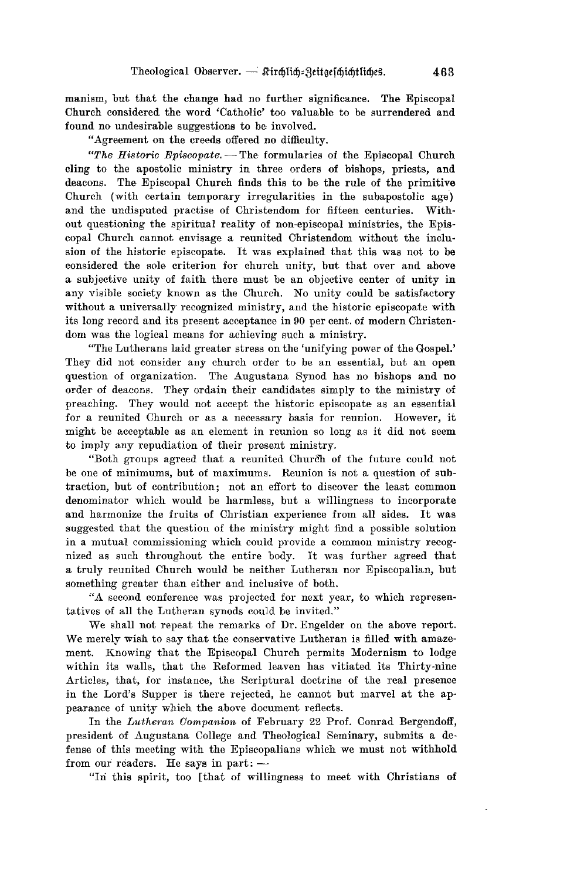manism, but that the change had no further significance. The Episcopal Church considered the word 'Catholic' too valuable to be surrendered and found no undesirable suggestions to be involved.

"Agreement on the creeds offered no difficulty.

*"The Historic Episcopate.* — The formularies of the Episcopal Church cling to the apostolic ministry in three orders of bishops, priests, and deacons. The Episcopal Church finds this to be the rule of the primitive Church (with certain temporary irregularities in the subapostolic age) and the undisputed practise of Christendom for fifteen centuries. Without questioning the spiritual reality of non-episcopal ministries, the Episcopal Church cannot envisage a reunited Christendom without the inclusion of the historic episcopate. It was explained that this was not to be considered the sole criterion for church unity, but that over and above a subjective unity of faith there must be an objective center of unity in any visible society known as the Church. No unity could be satisfactory without a universally recognized ministry, and the historic episcopate with its long record and its present acceptance in 90 per cent. of modern Christendom was the logical means for achieving such a ministry.

"The Lutherans laid greater stress on the 'unifying power of the Gospel.' They did not consider any church order to be an essential, but an open question of organization. The Augustana Synod has no bishops and no order of deacons. They ordain their candidates simply to the ministry of preaching. They would not accept the historic episcopate as an essential for a reunited Church or as a necessary basis for reunion. However, it might be acceptable as an element in reunion so long as it did not seem to imply any repudiation of their present ministry.

"Both groups agreed that a reunited Church of the future could not be one of minimums, but of maximums. Reunion is not a question of subtraction, but of contribution; not an effort to discover the least common denominator which would be harmless, but a willingness to incorporate and harmonize the fruits of Christian experience from all sides. It was suggested that the question of the ministry might find a possible solution in a mutual commissioning which could provide a common ministry recognized as such throughout the entire body. It was further agreed that a truly reunited Church would be neither Lutheran nor Episcopalian, but something greater than either and inclusive of both.

"A second conference was projected for next year, to which representatives of all the Lutheran synods could be invited."

We shall not repeat the remarks of Dr. Engelder on the above report. We merely wish to say that the conservative Lutheran is filled with amazement. Knowing that the Episcopal Church permits Modernism to lodge within its walls, that the Reformed leaven has vitiated its Thirty-nine Articles, that, for instance, the Scriptural doctrine of the real presence in the Lord's Supper is there rejected, he cannot but marvel at the appearance of unity which the above document reflects.

In the *Lutheran Companion* of February 22 Prof. Conrad Bergendoff, president of Augustana College and Theological Seminary, submits a defense of this meeting with the Episcopalians which we must not withhold from our readers. He says in part: —

"In this spirit, too [that of willingness to meet with Christians of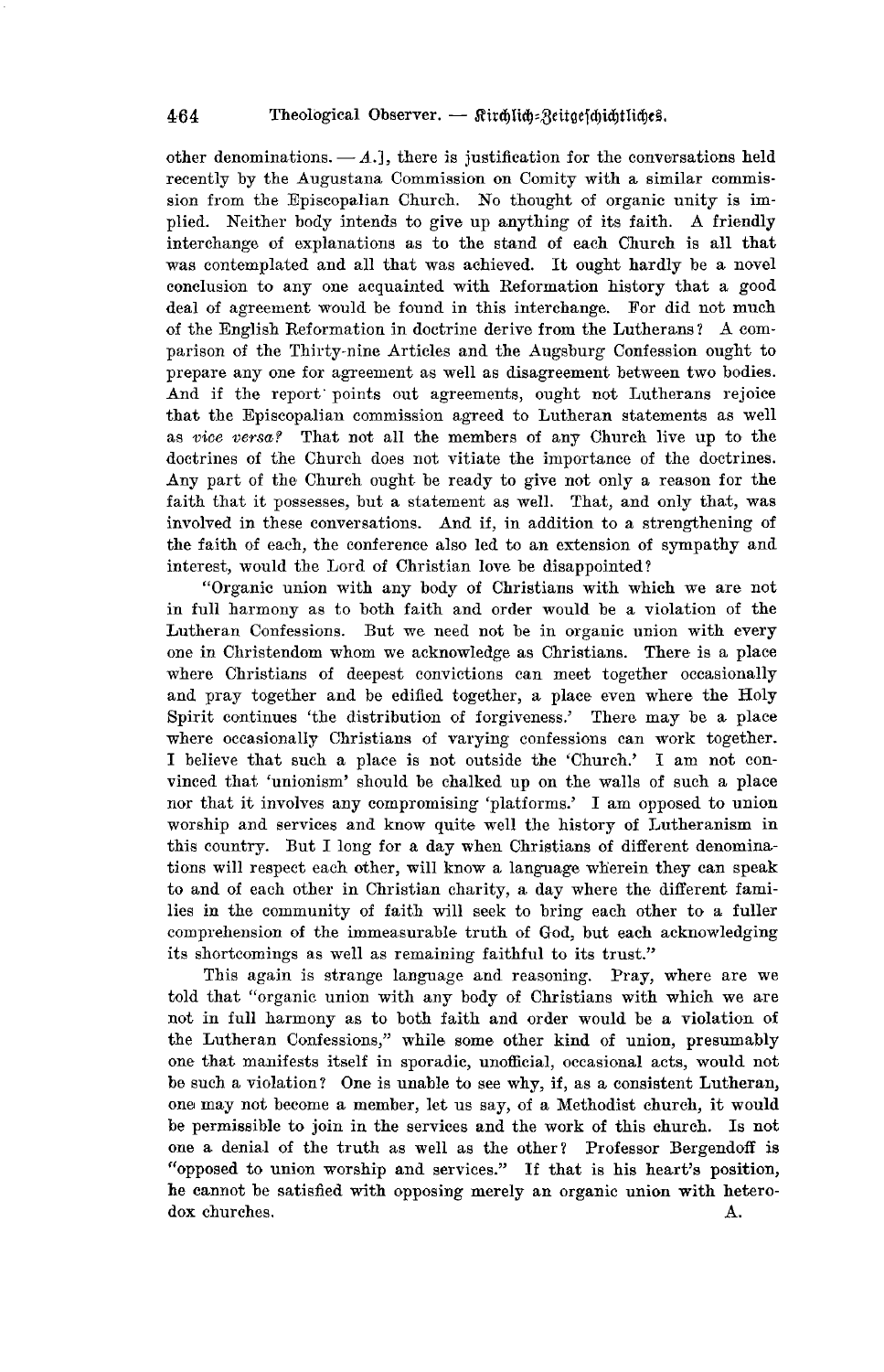other denominations. — *A.*], there is justification for the conversations held recently by the Augustana Commission on Comity with a similar commission from the Episcopalian Church. No thought of organic unity is implied. Neither body intends to give up anything of its faith. A friendly interchange of explanations as to the stand of each Church is all that was contemplated and all that was achieved. It ought hardly be a novel conclusion to any one acquainted with Reformation history that a good deal of agreement would be found in this interchange. For did not much of the English Reformation in doctrine derive from the Lutherans? A comparison of the Thirty-nine Articles and the Augsburg Confession ought to prepare any one for agreement as well as disagreement between two bodies. And if the report points out agreements, ought not Lutherans rejoice that the Episcopalian commission agreed to Lutheran statements as well as *vice versa?* That not all the members of any Church live up to the doctrines of the Church does not vitiate the importance of the doctrines. Any part of the Church ought be ready to give not only a reason for the faith that it possesses, but a statement as well. That, and only that, was involved in these conversations. And if, in addition to a strengthening of the faith of each, the conference also led to an extension of sympathy and interest, would the Lord of Christian love be disappointed?

"Organic union with any body of Christians with which we are not in full harmony as to both faith and order would be a violation of the Lutheran Confessions. But we need not be in organic union with every one in Christendom whom we acknowledge as Christians. There is a place where Christians of deepest convictions can meet together occasionally and pray together and be edified together, a place even where the Holy Spirit continues 'the distribution of forgiveness.' There may be a place where occasionally Christians of varying confessions can work together. I believe that such a place is not outside the 'Church.' I am not convinced that 'unionism' should be chalked up on the walls of such a place nor that it involves any compromising 'platforms.' I am opposed to union worship and services and know quite well the history of Lutheranism in this country. But I long for a day when Christians of different denominations will respect each other, will know a language wherein they can speak to and of each other in Christian charity, a day where the different families in the community of faith will seek to bring each other to a fuller comprehension of the immeasurable truth of God, but each acknowledging its shortcomings as well as remaining faithful to its trust."

This again is strange language and reasoning. Pray, where are we told that "organic union with any body of Christians with which we are not in full harmony as to both faith and order would be a violation of the Lutheran Confessions," while some other kind of union, presumably one that manifests itself in sporadic, unofficial, occasional acts, would not be such a violation? One is unable to see why, if, as a consistent Lutheran, one may not become a member, let us say, of a Methodist church, it would be permissible to join in the services and the work of this church. Is not one a denial of the truth as well as the other? Professor Bergendoff is "opposed to union worship and services." If that is his heart's position, he cannot be satisfied with opposing merely an organic union with heterodox churches.

A.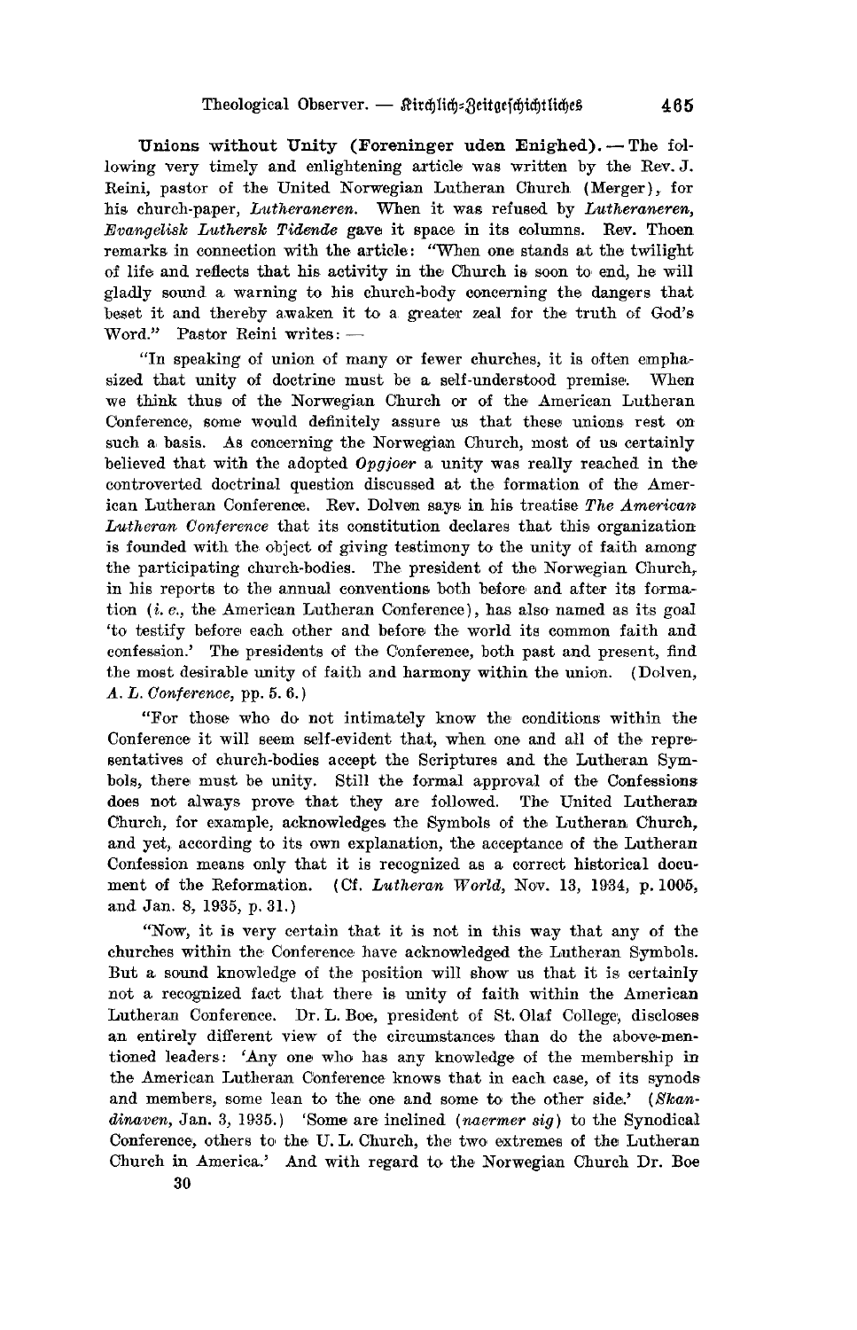**Unions without Unity (Foreninger uden Enighed).** — The following very timely and enlightening article was written by the Rev. J. Reini, pastor of the United Norwegian Lutheran Church (Merger), for his church-paper, *Lutheraneren.* When it was refused by *Lutheraneren, Evangelisk Luthersk Tidende* gave it space in its columns. Rev. Thoen remarks in connection with the article: "When one stands at the twilight of life and reflects that his activity in the Church is soon to end, he will gladly sound a warning to his church-body concerning the dangers that beset it and thereby awaken it to a greater zeal for the truth of God's Word." Pastor Reini writes: —

"In speaking of union of many or fewer churches, it is often emphasized that unity of doctrine must be a self-understood premise. When we think thus of the Norwegian Church or of the American Lutheran Conference, some would definitely assure us that these unions rest on such a basis. As concerning the Norwegian Church, most of us certainly believed that with the adopted *Opgjoer* a unity was really reached in the controverted doctrinal question discussed at the formation of the American Lutheran Conference. Rev. Dolven says in his treatise *The American Lutheran Conference* that its constitution declares that this organization is founded with the object of giving testimony to the unity of faith among the participating church-bodies. The president of the Norwegian Church, in his reports to the annual conventions both before and after its formation (*i. e.,* the American Lutheran Conference), has also named as its goal 'to testify before each other and before the world its common faith and confession.' The presidents of the Conference, both past and present, find the most desirable unity of faith and harmony within the union. (Dolven, *A. L. Conference,* pp. 5. 6.)

"For those who do not intimately know the conditions within the Conference it will seem self-evident that, when one and all of the representatives of church-bodies accept the Scriptures and the Lutheran Symbols, there must be unity. Still the formal approval of the Confessions does not always prove that they are followed. The United Lutheran Church, for example, acknowledges the Symbols of the Lutheran Church, and yet, according to its own explanation, the acceptance of the Lutheran Confession means only that it is recognized as a correct historical document of the Reformation. (Cf. *Lutheran World,* Nov. 13, 1934, p. 1005, and Jan. 8, 1935, p. 31.)

"Now, it is very certain that it is not in this way that any of the churches within the Conference have acknowledged the Lutheran Symbols. But a sound knowledge of the position will show us that it is certainly not a recognized fact that there is unity of faith within the American Lutheran Conference. Dr. L. Boe, president of St. Olaf College, discloses an entirely different view of the circumstances than do the above-mentioned leaders: 'Any one who has any knowledge of the membership in the American Lutheran Conference knows that in each case, of its synods and members, some lean to the one and some to the other side.' (*Skandinaven,* Jan. 3, 1935.) 'Some are inclined (*naermer sig*) to the Synodical Conference, others to the U. L. Church, the two extremes of the Lutheran Church in America.' And with regard to the Norwegian Church Dr. Boe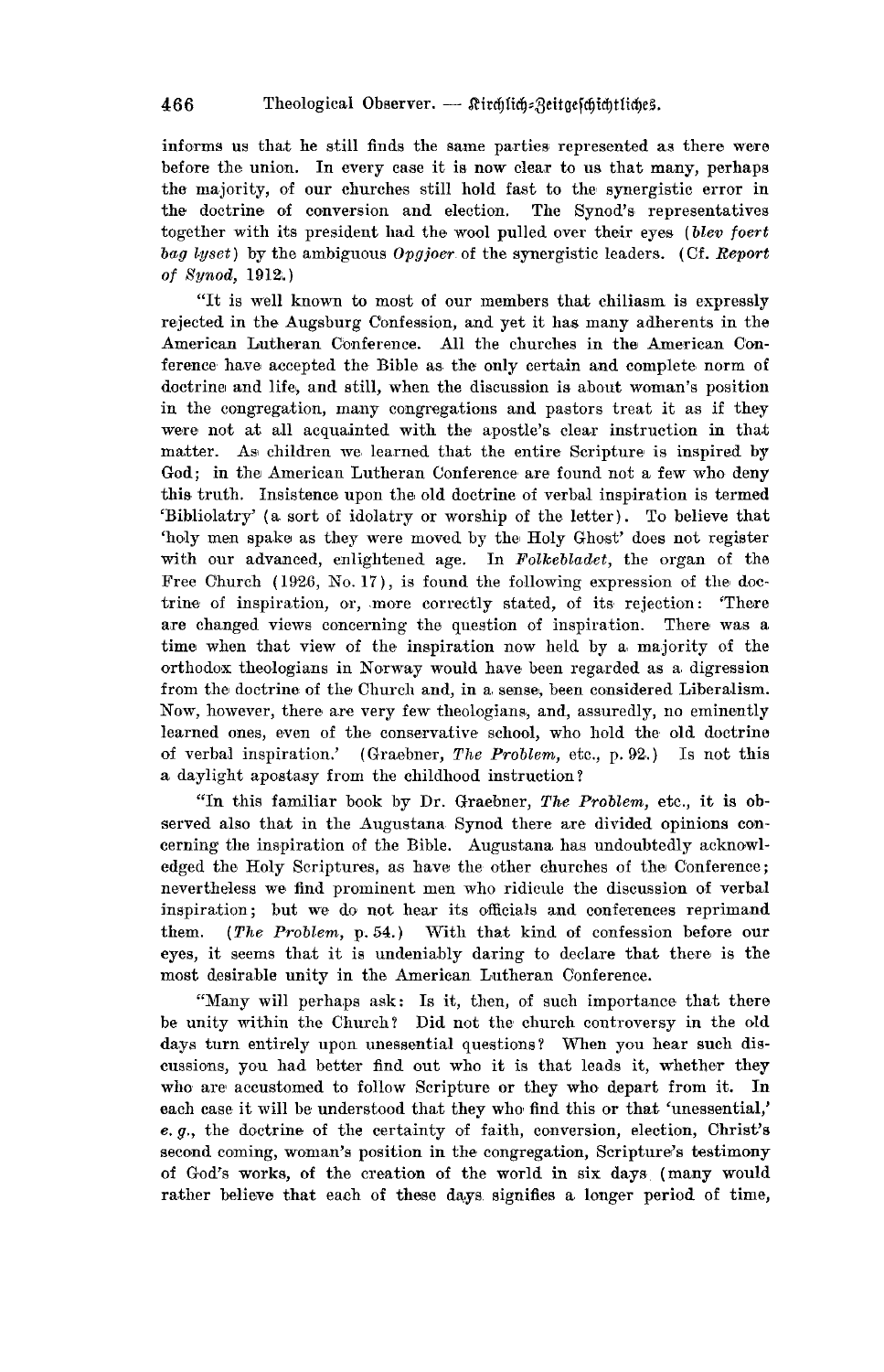informs us that he still finds the same parties represented as there were before the union. In every case it is now clear to us that many, perhaps the majority, of our churches still hold fast to the synergistic error in the doctrine of conversion and election. The Synod's representatives together with its president had the wool pulled over their eyes (*blev foert bag lyset*) by the ambiguous *Opgjoer* of the synergistic leaders. (Cf. *Report of Synod*, 1912.)

"It is well known to most of our members that chiliasm is expressly rejected in the Augsburg Confession, and yet it has many adherents in the American Lutheran Conference. All the churches in the American Conference have accepted the Bible as the only certain and complete norm of doctrine and life, and still, when the discussion is about woman's position in the congregation, many congregations and pastors treat it as if they were not at all acquainted with the apostle's clear instruction in that matter. As children we learned that the entire Scripture is inspired by God; in the American Lutheran Conference are found not a few who deny this truth. Insistence upon the old doctrine of verbal inspiration is termed 'Bibliolatry' (a sort of idolatry or worship of the letter). To believe that 'holy men spake as they were moved by the Holy Ghost' does not register with our advanced, enlightened age. In *Folkebladet*, the organ of the Free Church (1926, No. 17), is found the following expression of the doctrine of inspiration, or, more correctly stated, of its rejection: 'There are changed views concerning the question of inspiration. There was a time when that view of the inspiration now held by a majority of the orthodox theologians in Norway would have been regarded as a digression from the doctrine of the Church and, in a sense, been considered Liberalism. Now, however, there are very few theologians, and, assuredly, no eminently learned ones, even of the conservative school, who hold the old doctrine of verbal inspiration.' (Graebner, *The Problem*, etc., p. 92.) Is not this a daylight apostasy from the childhood instruction?

"In this familiar book by Dr. Graebner, *The Problem*, etc., it is observed also that in the Augustana Synod there are divided opinions concerning the inspiration of the Bible. Augustana has undoubtedly acknowledged the Holy Scriptures, as have the other churches of the Conference; nevertheless we find prominent men who ridicule the discussion of verbal inspiration; but we do not hear its officials and conferences reprimand them. (*The Problem*, p. 54.) With that kind of confession before our eyes, it seems that it is undeniably daring to declare that there is the most desirable unity in the American Lutheran Conference.

"Many will perhaps ask: Is it, then, of such importance that there be unity within the Church? Did not the church controversy in the old days turn entirely upon unessential questions? When you hear such discussions, you had better find out who it is that leads it, whether they who are accustomed to follow Scripture or they who depart from it. In each case it will be understood that they who find this or that 'unessential,' *e. g.*, the doctrine of the certainty of faith, conversion, election, Christ's second coming, woman's position in the congregation, Scripture's testimony of God's works, of the creation of the world in six days (many would rather believe that each of these days signifies a longer period of time,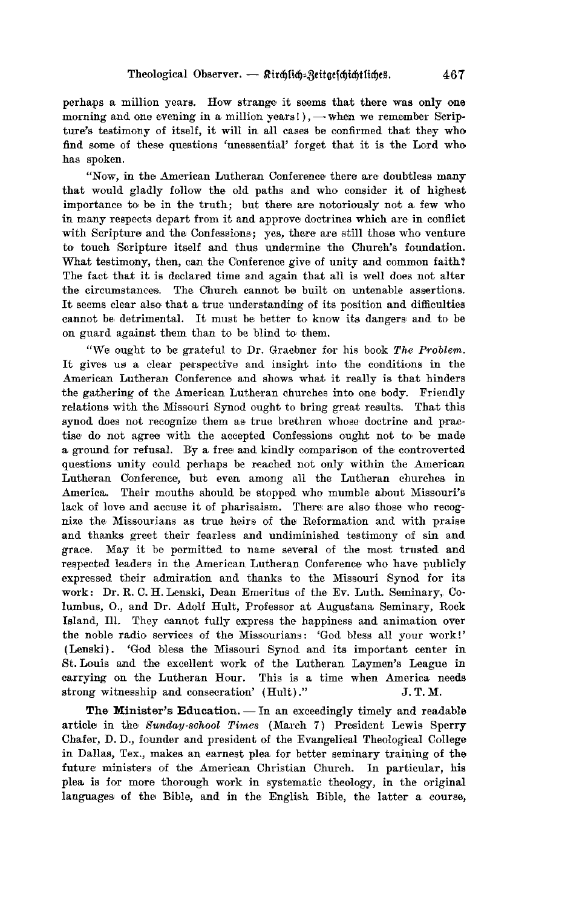perhaps a million years. How strange it seems that there was only one morning and one evening in a million years!), — when we remember Scripture's testimony of itself, it will in all cases be confirmed that they who find some of these questions 'unessential' forget that it is the Lord who has spoken.

"Now, in the American Lutheran Conference there are doubtless many that would gladly follow the old paths and who consider it of highest importance to be in the truth; but there are notoriously not a few who in many respects depart from it and approve doctrines which are in conflict with Scripture and the Confessions; yes, there are still those who venture to touch Scripture itself and thus undermine the Church's foundation. What testimony, then, can the Conference give of unity and common faith? The fact that it is declared time and again that all is well does not alter the circumstances. The Church cannot be built on untenable assertions. It seems clear also that a true understanding of its position and difficulties cannot be detrimental. It must be better to know its dangers and to be on guard against them than to be blind to them.

"We ought to be grateful to Dr. Graebner for his book *The Problem*. It gives us a clear perspective and insight into the conditions in the American Lutheran Conference and shows what it really is that hinders the gathering of the American Lutheran churches into one body. Friendly relations with the Missouri Synod ought to bring great results. That this synod does not recognize them as true brethren whose doctrine and practise do not agree with the accepted Confessions ought not to be made a ground for refusal. By a free and kindly comparison of the controverted questions unity could perhaps be reached not only within the American Lutheran Conference, but even among all the Lutheran churches in America. Their mouths should be stopped who mumble about Missouri's lack of love and accuse it of pharisaism. There are also those who recognize the Missourians as true heirs of the Reformation and with praise and thanks greet their fearless and undiminished testimony of sin and grace. May it be permitted to name several of the most trusted and respected leaders in the American Lutheran Conference who have publicly expressed their admiration and thanks to the Missouri Synod for its work: Dr. R. C. H. Lenski, Dean Emeritus of the Ev. Luth. Seminary, Columbus, O., and Dr. Adolf Hult, Professor at Augustana Seminary, Rock Island, Ill. They cannot fully express the happiness and animation over the noble radio services of the Missourians: 'God bless all your work!' (Lenski). 'God bless the Missouri Synod and its important center in St. Louis and the excellent work of the Lutheran Laymen's League in carrying on the Lutheran Hour. This is a time when America needs strong witnesship and consecration' (Hult)." J. T. M.

**The Minister's Education.** — In an exceedingly timely and readable article in the *Sunday-school Times* (March 7) President Lewis Sperry Chafer, D. D., founder and president of the Evangelical Theological College in Dallas, Tex., makes an earnest plea for better seminary training of the future ministers of the American Christian Church. In particular, his plea is for more thorough work in systematic theology, in the original languages of the Bible, and in the English Bible, the latter a course,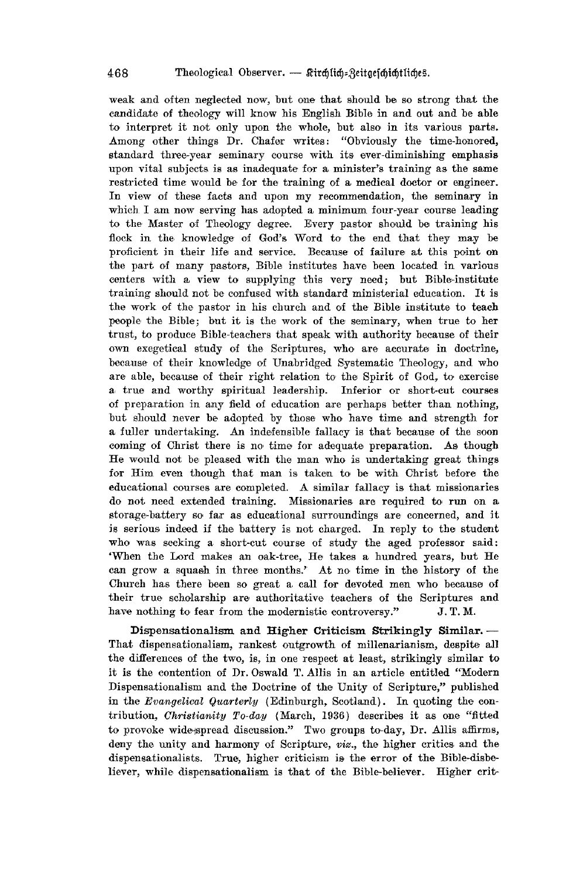weak and often neglected now, but one that should be so strong that the candidate of theology will know his English Bible in and out and be able to interpret it not only upon the whole, but also in its various parts. Among other things Dr. Chafer writes: "Obviously the time-honored, standard three-year seminary course with its ever-diminishing emphasis upon vital subjects is as inadequate for a minister's training as the same restricted time would be for the training of a medical doctor or engineer. In view of these facts and upon my recommendation, the seminary in which I am now serving has adopted a minimum four-year course leading to the Master of Theology degree. Every pastor should be training his flock in the knowledge of God's Word to the end that they may be proficient in their life and service. Because of failure at this point on the part of many pastors, Bible institutes have been located in various centers with a view to supplying this very need; but Bible-institute training should not be confused with standard ministerial education. It is the work of the pastor in his church and of the Bible institute to teach people the Bible; but it is the work of the seminary, when true to her trust, to produce Bible-teachers that speak with authority because of their own exegetical study of the Scriptures, who are accurate in doctrine, because of their knowledge of Unabridged Systematic Theology, and who are able, because of their right relation to the Spirit of God, to exercise a true and worthy spiritual leadership. Inferior or short-cut courses of preparation in any field of education are perhaps better than nothing, but should never be adopted by those who have time and strength for a fuller undertaking. An indefensible fallacy is that because of the soon coming of Christ there is no time for adequate preparation. As though He would not be pleased with the man who is undertaking great things for Him even though that man is taken to be with Christ before the educational courses are completed. A similar fallacy is that missionaries do not need extended training. Missionaries are required to run on a storage-battery so far as educational surroundings are concerned, and it is serious indeed if the battery is not charged. In reply to the student who was seeking a short-cut course of study the aged professor said: 'When the Lord makes an oak-tree, He takes a hundred years, but He can grow a squash in three months.' At no time in the history of the Church has there been so great a call for devoted men who because of their true scholarship are authoritative teachers of the Scriptures and have nothing to fear from the modernistic controversy." J. T. M.

**Dispensationalism and Higher Criticism Strikingly Similar.** — That dispensationalism, rankest outgrowth of millenarianism, despite all the differences of the two, is, in one respect at least, strikingly similar to it is the contention of Dr. Oswald T. Allis in an article entitled "Modern Dispensationalism and the Doctrine of the Unity of Scripture," published in the *Evangelical Quarterly* (Edinburgh, Scotland). In quoting the contribution, *Christianity To-day* (March, 1936) describes it as one "fitted to provoke wide-spread discussion." Two groups to-day, Dr. Allis affirms, deny the unity and harmony of Scripture, *viz.*, the higher critics and the dispensationalists. True, higher criticism is the error of the Bible-disbeliever, while dispensationalism is that of the Bible-believer. Higher crit-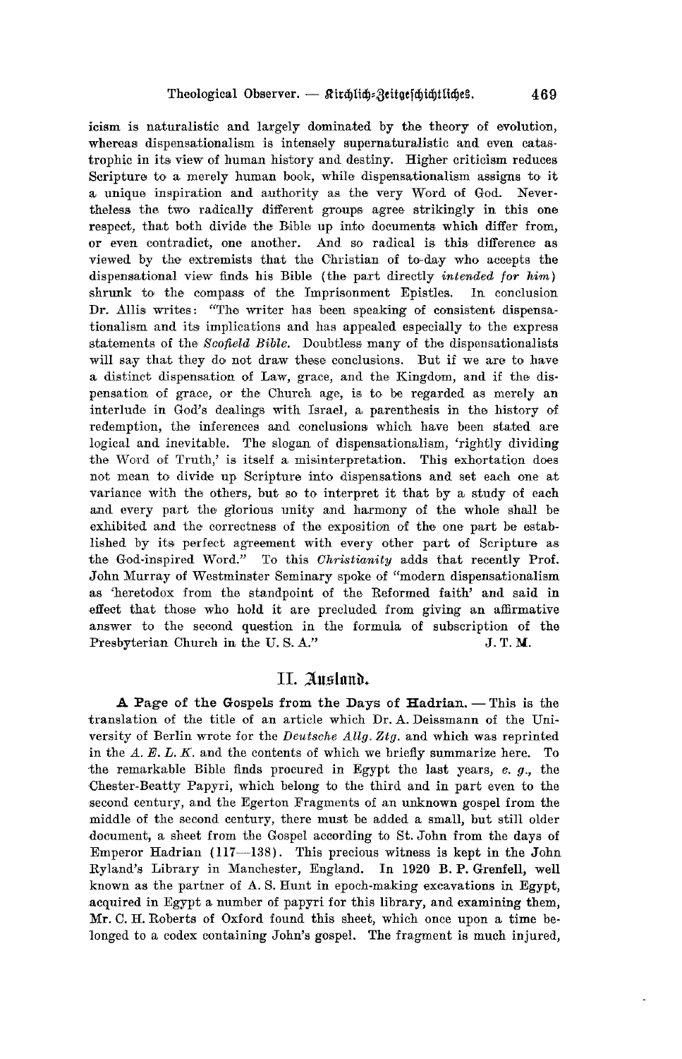icism is naturalistic and largely dominated by the theory of evolution, whereas dispensationalism is intensely supernaturalistic and even catastrophic in its view of human history and destiny. Higher criticism reduces Scripture to a merely human book, while dispensationalism assigns to it a unique inspiration and authority as the very Word of God. Nevertheless the two radically different groups agree strikingly in this one respect, that both divide the Bible up into documents which differ from, or even contradict, one another. And so radical is this difference as viewed by the extremists that the Christian of to-day who accepts the dispensational view finds his Bible (the part directly *intended for him*) shrunk to the compass of the Imprisonment Epistles. In conclusion Dr. Allis writes: "The writer has been speaking of consistent dispensationalism and its implications and has appealed especially to the express statements of the *Scofield Bible*. Doubtless many of the dispensationalists will say that they do not draw these conclusions. But if we are to have a distinct dispensation of Law, grace, and the Kingdom, and if the dispensation of grace, or the Church age, is to be regarded as merely an interlude in God's dealings with Israel, a parenthesis in the history of redemption, the inferences and conclusions which have been stated are logical and inevitable. The slogan of dispensationalism, 'rightly dividing the Word of Truth,' is itself a misinterpretation. This exhortation does not mean to divide up Scripture into dispensations and set each one at variance with the others, but so to interpret it that by a study of each and every part the glorious unity and harmony of the whole shall be exhibited and the correctness of the exposition of the one part be established by its perfect agreement with every other part of Scripture as the God-inspired Word." To this *Christianity* adds that recently Prof. John Murray of Westminster Seminary spoke of "modern dispensationalism as 'heretodox from the standpoint of the Reformed faith' and said in effect that those who hold it are precluded from giving an affirmative answer to the second question in the formula of subscription of the Presbyterian Church in the U. S. A." J. T. M.

## II. Ausland.

**A Page of the Gospels from the Days of Hadrian.** — This is the translation of the title of an article which Dr. A. Deissmann of the University of Berlin wrote for the *Deutsche Allg. Ztg.* and which was reprinted in the *A. E. L. K.* and the contents of which we briefly summarize here. To the remarkable Bible finds procured in Egypt the last years, *e. g.*, the Chester-Beatty Papyri, which belong to the third and in part even to the second century, and the Egerton Fragments of an unknown gospel from the middle of the second century, there must be added a small, but still older document, a sheet from the Gospel according to St. John from the days of Emperor Hadrian (117—138). This precious witness is kept in the John Ryland's Library in Manchester, England. In 1920 B. P. Grenfell, well known as the partner of A. S. Hunt in epoch-making excavations in Egypt, acquired in Egypt a number of papyri for this library, and examining them, Mr. C. H. Roberts of Oxford found this sheet, which once upon a time belonged to a codex containing John's gospel. The fragment is much injured,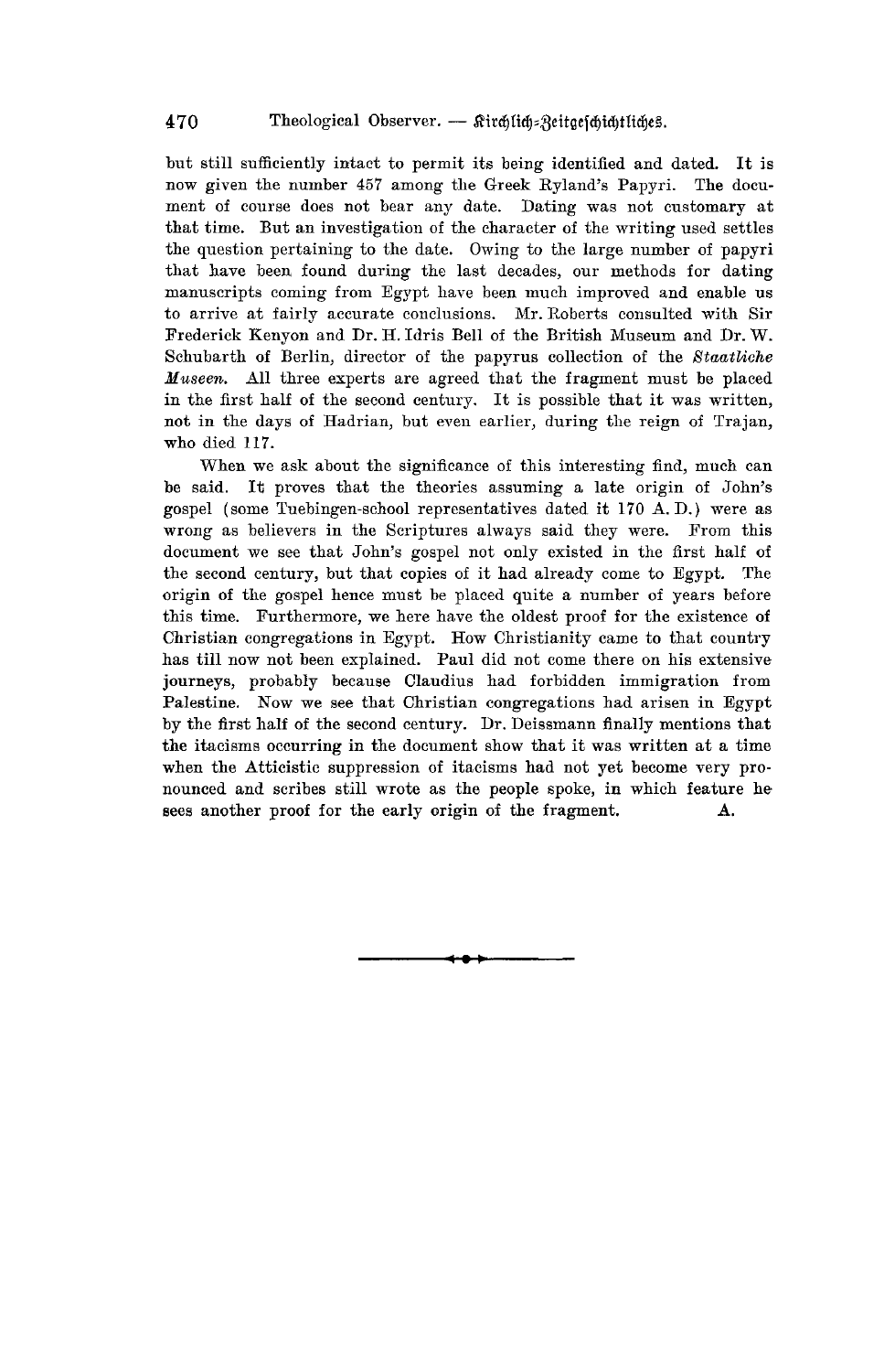but still sufficiently intact to permit its being identified and dated. It is now given the number 457 among the Greek Ryland's Papyri. The document of course does not bear any date. Dating was not customary at that time. But an investigation of the character of the writing used settles the question pertaining to the date. Owing to the large number of papyri that have been found during the last decades, our methods for dating manuscripts coming from Egypt have been much improved and enable us to arrive at fairly accurate conclusions. Mr. Roberts consulted with Sir Frederick Kenyon and Dr. H. Idris Bell of the British Museum and Dr. W. Schubarth of Berlin, director of the papyrus collection of the *Staatliche Museen*. All three experts are agreed that the fragment must be placed in the first half of the second century. It is possible that it was written, not in the days of Hadrian, but even earlier, during the reign of Trajan, who died 117.

When we ask about the significance of this interesting find, much can be said. It proves that the theories assuming a late origin of John's gospel (some Tuebingen-school representatives dated it 170 A. D.) were as wrong as believers in the Scriptures always said they were. From this document we see that John's gospel not only existed in the first half of the second century, but that copies of it had already come to Egypt. The origin of the gospel hence must be placed quite a number of years before this time. Furthermore, we here have the oldest proof for the existence of Christian congregations in Egypt. How Christianity came to that country has till now not been explained. Paul did not come there on his extensive journeys, probably because Claudius had forbidden immigration from Palestine. Now we see that Christian congregations had arisen in Egypt by the first half of the second century. Dr. Deissmann finally mentions that the itacisms occurring in the document show that it was written at a time when the Atticistic suppression of itacisms had not yet become very pronounced and scribes still wrote as the people spoke, in which feature he sees another proof for the early origin of the fragment. A.